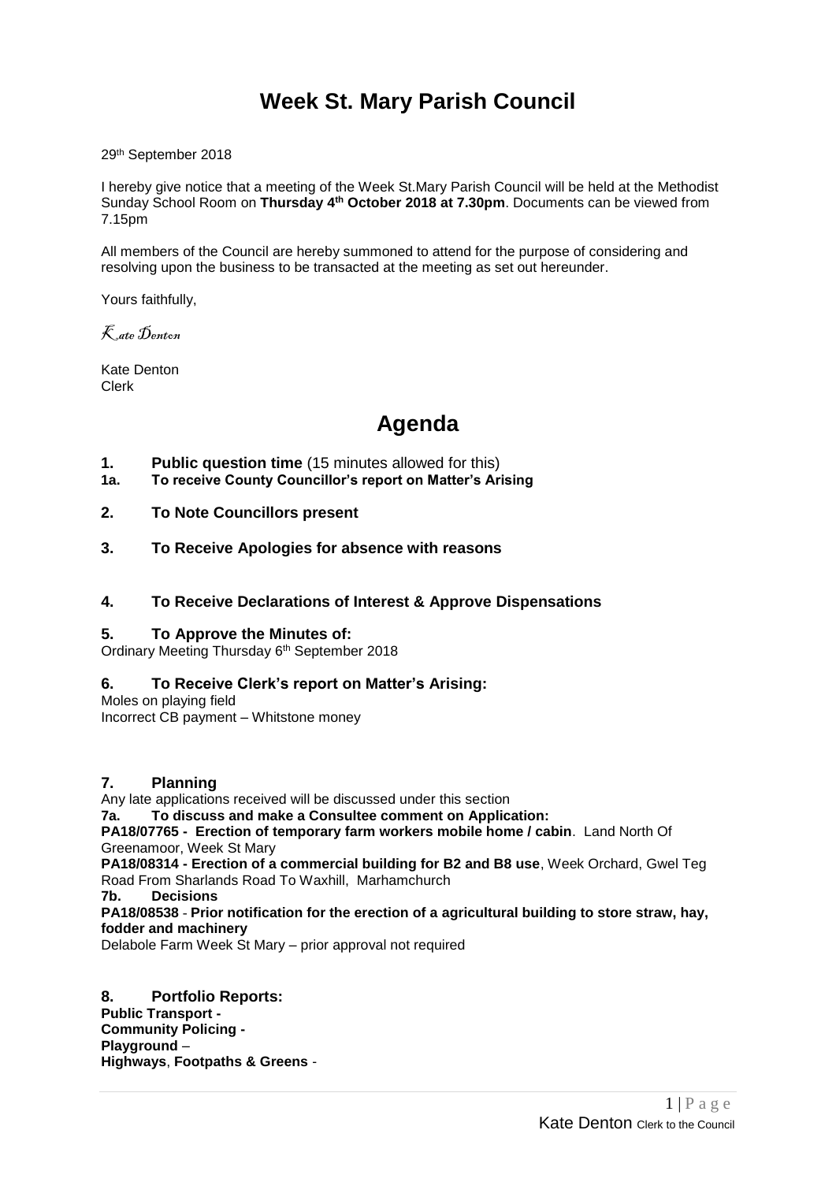# Week St. Mary Parish Council

29th September 2018

I hereby give notice that a meeting of the Week St.Mary Parish Council will be held at the Methodist Sunday School Room on **Thursday 4th October 2018 at 7.30pm**. Documents can be viewed from 7.15pm

All members of the Council are hereby summoned to attend for the purpose of considering and resolving upon the business to be transacted at the meeting as set out hereunder.

Yours faithfully,

*Kate Denton*

Kate Denton
Clerk

# Agenda

**1. Public question time** (15 minutes allowed for this)

**1a. To receive County Councillor's report on Matter's Arising**

**2. To Note Councillors present**

**3. To Receive Apologies for absence with reasons**

**4. To Receive Declarations of Interest & Approve Dispensations**

**5. To Approve the Minutes of:**

Ordinary Meeting Thursday 6th September 2018

**6. To Receive Clerk's report on Matter's Arising:**

Moles on playing field
Incorrect CB payment – Whitstone money

**7. Planning**

Any late applications received will be discussed under this section

**7a. To discuss and make a Consultee comment on Application:**

**PA18/07765 - Erection of temporary farm workers mobile home / cabin**. Land North Of Greenamoor, Week St Mary

**PA18/08314 - Erection of a commercial building for B2 and B8 use**, Week Orchard, Gwel Teg Road From Sharlands Road To Waxhill, Marhamchurch

**7b. Decisions**

**PA18/08538 - Prior notification for the erection of a agricultural building to store straw, hay, fodder and machinery**

Delabole Farm Week St Mary – prior approval not required

**8. Portfolio Reports:**

**Public Transport -**
**Community Policing -**
**Playground** –
**Highways**, **Footpaths & Greens** -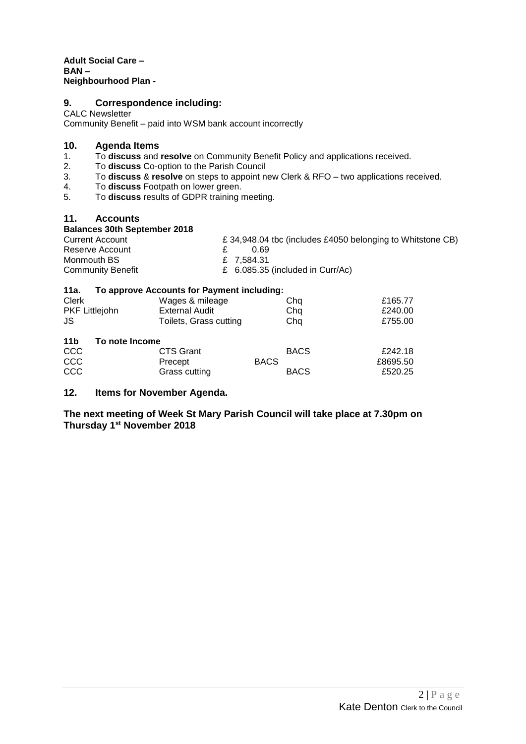**Adult Social Care –**
**BAN –**
**Neighbourhood Plan -**

## 9. Correspondence including:

CALC Newsletter
Community Benefit – paid into WSM bank account incorrectly

## 10. Agenda Items

1. To **discuss** and **resolve** on Community Benefit Policy and applications received.
2. To **discuss** Co-option to the Parish Council
3. To **discuss** & **resolve** on steps to appoint new Clerk & RFO – two applications received.
4. To **discuss** Footpath on lower green.
5. To **discuss** results of GDPR training meeting.

## 11. Accounts

**Balances 30th September 2018**

| | |
|---|---|
| Current Account | £ 34,948.04 tbc (includes £4050 belonging to Whitstone CB) |
| Reserve Account | £ 0.69 |
| Monmouth BS | £ 7,584.31 |
| Community Benefit | £ 6.085.35 (included in Curr/Ac) |

### 11a. To approve Accounts for Payment including:

| | | | |
|---|---|---|---|
| Clerk | Wages & mileage | Chq | £165.77 |
| PKF Littlejohn | External Audit | Chq | £240.00 |
| JS | Toilets, Grass cutting | Chq | £755.00 |

### 11b To note Income

| | | | |
|---|---|---|---|
| CCC | CTS Grant | BACS | £242.18 |
| CCC | Precept | BACS | £8695.50 |
| CCC | Grass cutting | BACS | £520.25 |

## 12. Items for November Agenda.

**The next meeting of Week St Mary Parish Council will take place at 7.30pm on Thursday 1st November 2018**

Kate Denton Clerk to the Council